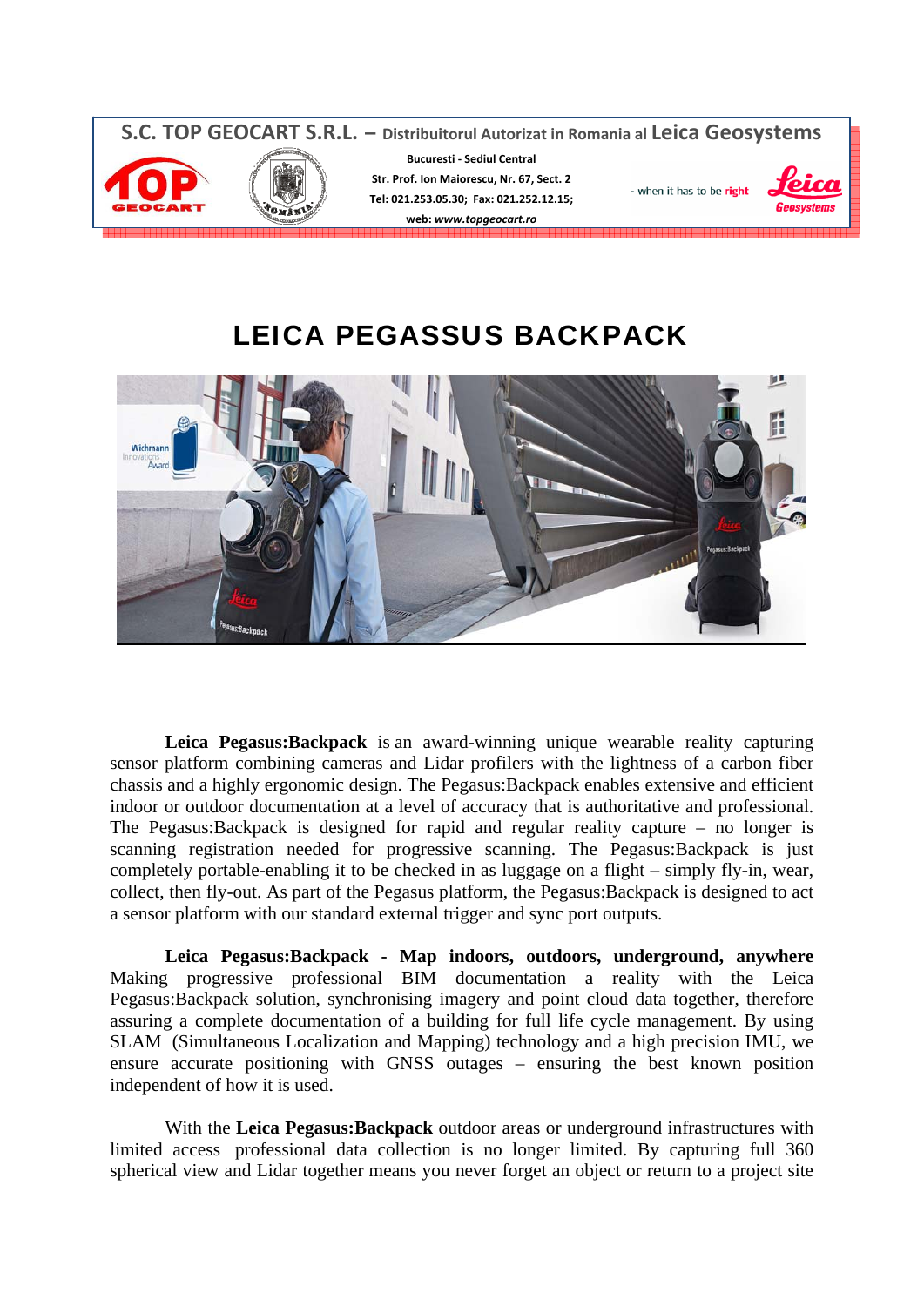S.C. TOP GEOCART S.R.L. – Distribuitorul Autorizat in Romania al Leica Geosystems

Bucuresti - Sediul Central
Str. Prof. Ion Maiorescu, Nr. 67, Sect. 2
Tel: 021.253.05.30; Fax: 021.252.12.15;
web: www.topgeocart.ro

- when it has to be right

# LEICA PEGASSUS BACKPACK

**Leica Pegasus:Backpack** is an award-winning unique wearable reality capturing sensor platform combining cameras and Lidar profilers with the lightness of a carbon fiber chassis and a highly ergonomic design. The Pegasus:Backpack enables extensive and efficient indoor or outdoor documentation at a level of accuracy that is authoritative and professional. The Pegasus:Backpack is designed for rapid and regular reality capture – no longer is scanning registration needed for progressive scanning. The Pegasus:Backpack is just completely portable-enabling it to be checked in as luggage on a flight – simply fly-in, wear, collect, then fly-out. As part of the Pegasus platform, the Pegasus:Backpack is designed to act a sensor platform with our standard external trigger and sync port outputs.

**Leica Pegasus:Backpack - Map indoors, outdoors, underground, anywhere**
Making progressive professional BIM documentation a reality with the Leica Pegasus:Backpack solution, synchronising imagery and point cloud data together, therefore assuring a complete documentation of a building for full life cycle management. By using SLAM (Simultaneous Localization and Mapping) technology and a high precision IMU, we ensure accurate positioning with GNSS outages – ensuring the best known position independent of how it is used.

With the **Leica Pegasus:Backpack** outdoor areas or underground infrastructures with limited access professional data collection is no longer limited. By capturing full 360 spherical view and Lidar together means you never forget an object or return to a project site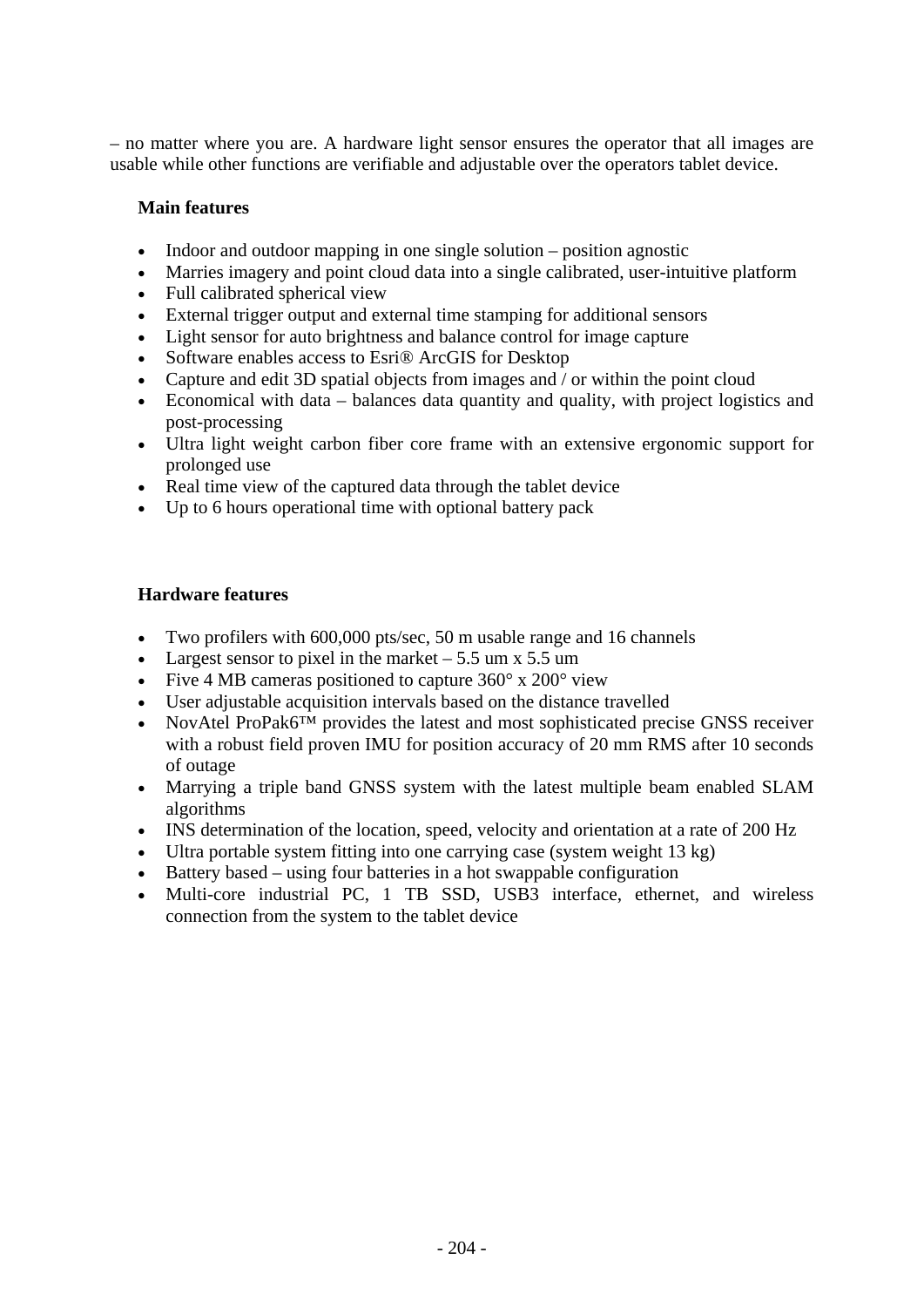– no matter where you are. A hardware light sensor ensures the operator that all images are usable while other functions are verifiable and adjustable over the operators tablet device.

**Main features**

- Indoor and outdoor mapping in one single solution – position agnostic
- Marries imagery and point cloud data into a single calibrated, user-intuitive platform
- Full calibrated spherical view
- External trigger output and external time stamping for additional sensors
- Light sensor for auto brightness and balance control for image capture
- Software enables access to Esri® ArcGIS for Desktop
- Capture and edit 3D spatial objects from images and / or within the point cloud
- Economical with data – balances data quantity and quality, with project logistics and post-processing
- Ultra light weight carbon fiber core frame with an extensive ergonomic support for prolonged use
- Real time view of the captured data through the tablet device
- Up to 6 hours operational time with optional battery pack

**Hardware features**

- Two profilers with 600,000 pts/sec, 50 m usable range and 16 channels
- Largest sensor to pixel in the market – 5.5 um x 5.5 um
- Five 4 MB cameras positioned to capture 360° x 200° view
- User adjustable acquisition intervals based on the distance travelled
- NovAtel ProPak6™ provides the latest and most sophisticated precise GNSS receiver with a robust field proven IMU for position accuracy of 20 mm RMS after 10 seconds of outage
- Marrying a triple band GNSS system with the latest multiple beam enabled SLAM algorithms
- INS determination of the location, speed, velocity and orientation at a rate of 200 Hz
- Ultra portable system fitting into one carrying case (system weight 13 kg)
- Battery based – using four batteries in a hot swappable configuration
- Multi-core industrial PC, 1 TB SSD, USB3 interface, ethernet, and wireless connection from the system to the tablet device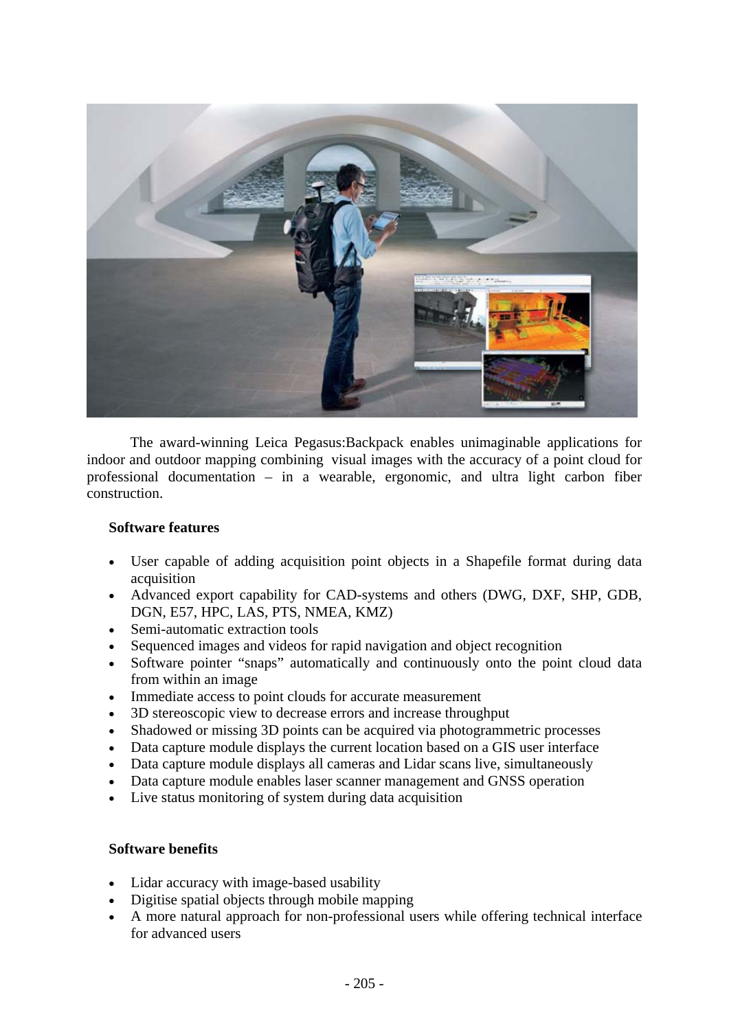The award-winning Leica Pegasus:Backpack enables unimaginable applications for indoor and outdoor mapping combining visual images with the accuracy of a point cloud for professional documentation – in a wearable, ergonomic, and ultra light carbon fiber construction.

**Software features**

- User capable of adding acquisition point objects in a Shapefile format during data acquisition
- Advanced export capability for CAD-systems and others (DWG, DXF, SHP, GDB, DGN, E57, HPC, LAS, PTS, NMEA, KMZ)
- Semi-automatic extraction tools
- Sequenced images and videos for rapid navigation and object recognition
- Software pointer "snaps" automatically and continuously onto the point cloud data from within an image
- Immediate access to point clouds for accurate measurement
- 3D stereoscopic view to decrease errors and increase throughput
- Shadowed or missing 3D points can be acquired via photogrammetric processes
- Data capture module displays the current location based on a GIS user interface
- Data capture module displays all cameras and Lidar scans live, simultaneously
- Data capture module enables laser scanner management and GNSS operation
- Live status monitoring of system during data acquisition

**Software benefits**

- Lidar accuracy with image-based usability
- Digitise spatial objects through mobile mapping
- A more natural approach for non-professional users while offering technical interface for advanced users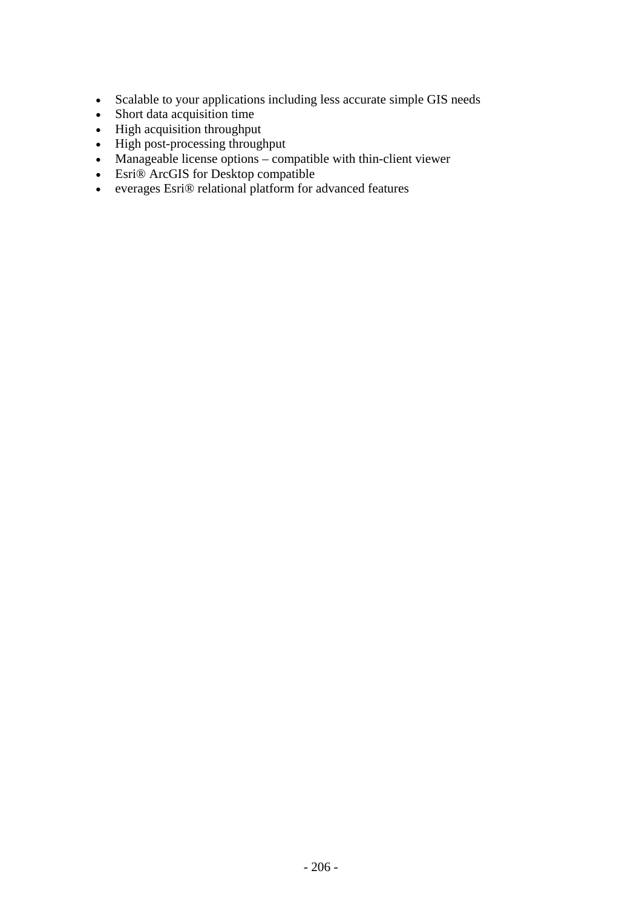- Scalable to your applications including less accurate simple GIS needs
- Short data acquisition time
- High acquisition throughput
- High post-processing throughput
- Manageable license options – compatible with thin-client viewer
- Esri® ArcGIS for Desktop compatible
- everages Esri® relational platform for advanced features